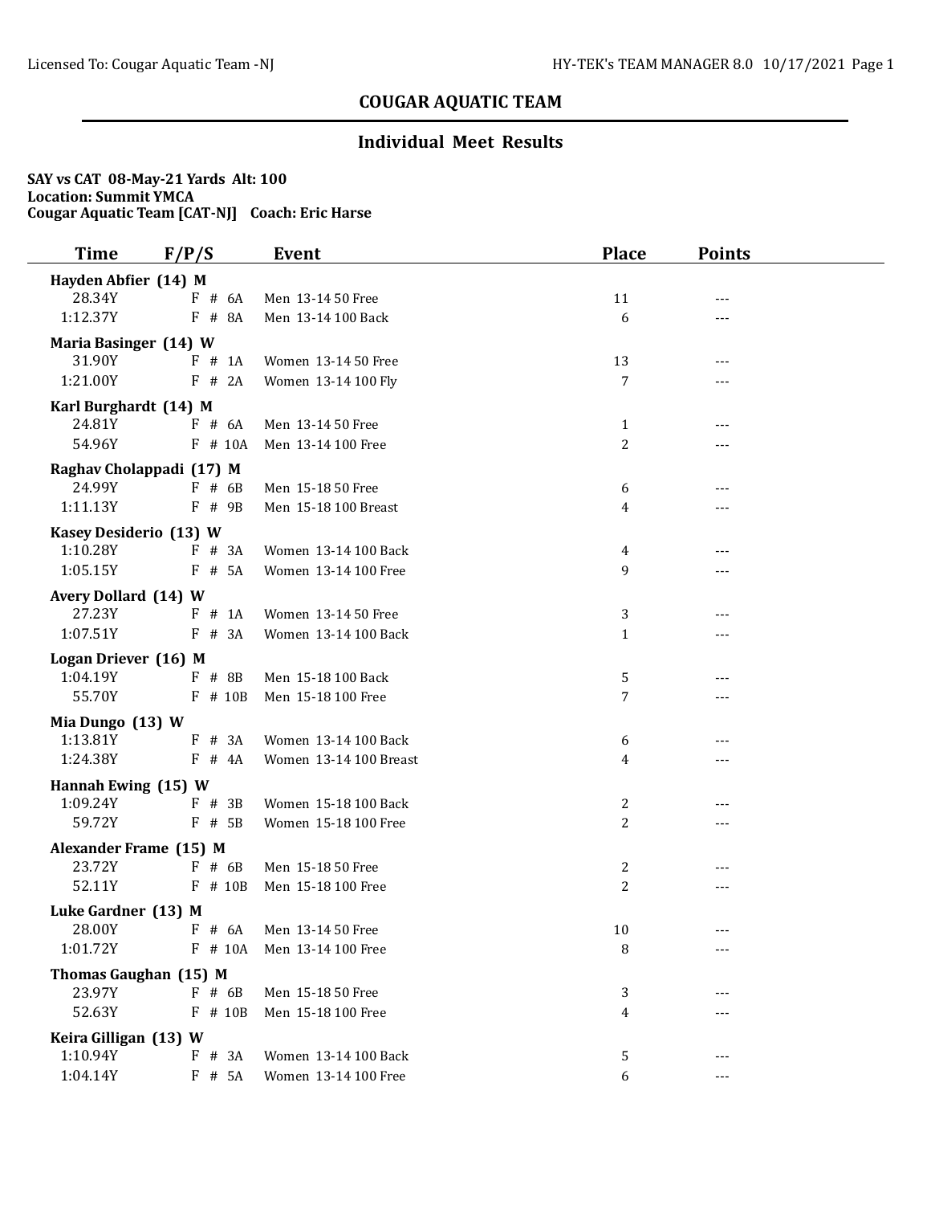# COUGAR AQUATIC TEAM

## Individual Meet Results

**SAY vs CAT 08-May-21 Yards Alt: 100**
**Location: Summit YMCA**
**Cougar Aquatic Team [CAT-NJ] Coach: Eric Harse**

| Time | F/P/S | Event | Place | Points |
|---|---|---|---|---|
| **Hayden Abfier (14) M** | | | | |
| 28.34Y | F # 6A | Men 13-14 50 Free | 11 | --- |
| 1:12.37Y | F # 8A | Men 13-14 100 Back | 6 | --- |
| **Maria Basinger (14) W** | | | | |
| 31.90Y | F # 1A | Women 13-14 50 Free | 13 | --- |
| 1:21.00Y | F # 2A | Women 13-14 100 Fly | 7 | --- |
| **Karl Burghardt (14) M** | | | | |
| 24.81Y | F # 6A | Men 13-14 50 Free | 1 | --- |
| 54.96Y | F # 10A | Men 13-14 100 Free | 2 | --- |
| **Raghav Cholappadi (17) M** | | | | |
| 24.99Y | F # 6B | Men 15-18 50 Free | 6 | --- |
| 1:11.13Y | F # 9B | Men 15-18 100 Breast | 4 | --- |
| **Kasey Desiderio (13) W** | | | | |
| 1:10.28Y | F # 3A | Women 13-14 100 Back | 4 | --- |
| 1:05.15Y | F # 5A | Women 13-14 100 Free | 9 | --- |
| **Avery Dollard (14) W** | | | | |
| 27.23Y | F # 1A | Women 13-14 50 Free | 3 | --- |
| 1:07.51Y | F # 3A | Women 13-14 100 Back | 1 | --- |
| **Logan Driever (16) M** | | | | |
| 1:04.19Y | F # 8B | Men 15-18 100 Back | 5 | --- |
| 55.70Y | F # 10B | Men 15-18 100 Free | 7 | --- |
| **Mia Dungo (13) W** | | | | |
| 1:13.81Y | F # 3A | Women 13-14 100 Back | 6 | --- |
| 1:24.38Y | F # 4A | Women 13-14 100 Breast | 4 | --- |
| **Hannah Ewing (15) W** | | | | |
| 1:09.24Y | F # 3B | Women 15-18 100 Back | 2 | --- |
| 59.72Y | F # 5B | Women 15-18 100 Free | 2 | --- |
| **Alexander Frame (15) M** | | | | |
| 23.72Y | F # 6B | Men 15-18 50 Free | 2 | --- |
| 52.11Y | F # 10B | Men 15-18 100 Free | 2 | --- |
| **Luke Gardner (13) M** | | | | |
| 28.00Y | F # 6A | Men 13-14 50 Free | 10 | --- |
| 1:01.72Y | F # 10A | Men 13-14 100 Free | 8 | --- |
| **Thomas Gaughan (15) M** | | | | |
| 23.97Y | F # 6B | Men 15-18 50 Free | 3 | --- |
| 52.63Y | F # 10B | Men 15-18 100 Free | 4 | --- |
| **Keira Gilligan (13) W** | | | | |
| 1:10.94Y | F # 3A | Women 13-14 100 Back | 5 | --- |
| 1:04.14Y | F # 5A | Women 13-14 100 Free | 6 | --- |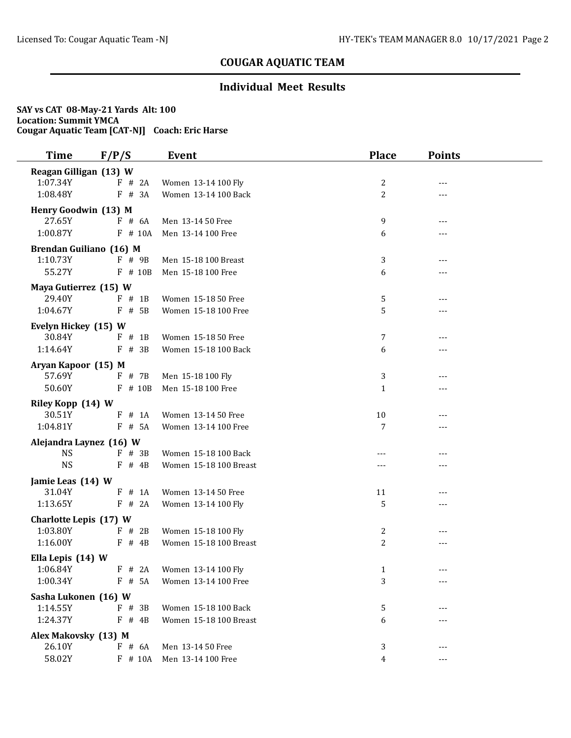## COUGAR AQUATIC TEAM

### Individual Meet Results

**SAY vs CAT 08-May-21 Yards Alt: 100**
**Location: Summit YMCA**
**Cougar Aquatic Team [CAT-NJ] Coach: Eric Harse**

| Time | F/P/S | | Event | Place | Points |
|---|---|---|---|---|---|
| **Reagan Gilligan (13) W** | | | | | |
| 1:07.34Y | F | # 2A | Women 13-14 100 Fly | 2 | --- |
| 1:08.48Y | F | # 3A | Women 13-14 100 Back | 2 | --- |
| **Henry Goodwin (13) M** | | | | | |
| 27.65Y | F | # 6A | Men 13-14 50 Free | 9 | --- |
| 1:00.87Y | F | # 10A | Men 13-14 100 Free | 6 | --- |
| **Brendan Guiliano (16) M** | | | | | |
| 1:10.73Y | F | # 9B | Men 15-18 100 Breast | 3 | --- |
| 55.27Y | F | # 10B | Men 15-18 100 Free | 6 | --- |
| **Maya Gutierrez (15) W** | | | | | |
| 29.40Y | F | # 1B | Women 15-18 50 Free | 5 | --- |
| 1:04.67Y | F | # 5B | Women 15-18 100 Free | 5 | --- |
| **Evelyn Hickey (15) W** | | | | | |
| 30.84Y | F | # 1B | Women 15-18 50 Free | 7 | --- |
| 1:14.64Y | F | # 3B | Women 15-18 100 Back | 6 | --- |
| **Aryan Kapoor (15) M** | | | | | |
| 57.69Y | F | # 7B | Men 15-18 100 Fly | 3 | --- |
| 50.60Y | F | # 10B | Men 15-18 100 Free | 1 | --- |
| **Riley Kopp (14) W** | | | | | |
| 30.51Y | F | # 1A | Women 13-14 50 Free | 10 | --- |
| 1:04.81Y | F | # 5A | Women 13-14 100 Free | 7 | --- |
| **Alejandra Laynez (16) W** | | | | | |
| NS | F | # 3B | Women 15-18 100 Back | --- | --- |
| NS | F | # 4B | Women 15-18 100 Breast | --- | --- |
| **Jamie Leas (14) W** | | | | | |
| 31.04Y | F | # 1A | Women 13-14 50 Free | 11 | --- |
| 1:13.65Y | F | # 2A | Women 13-14 100 Fly | 5 | --- |
| **Charlotte Lepis (17) W** | | | | | |
| 1:03.80Y | F | # 2B | Women 15-18 100 Fly | 2 | --- |
| 1:16.00Y | F | # 4B | Women 15-18 100 Breast | 2 | --- |
| **Ella Lepis (14) W** | | | | | |
| 1:06.84Y | F | # 2A | Women 13-14 100 Fly | 1 | --- |
| 1:00.34Y | F | # 5A | Women 13-14 100 Free | 3 | --- |
| **Sasha Lukonen (16) W** | | | | | |
| 1:14.55Y | F | # 3B | Women 15-18 100 Back | 5 | --- |
| 1:24.37Y | F | # 4B | Women 15-18 100 Breast | 6 | --- |
| **Alex Makovsky (13) M** | | | | | |
| 26.10Y | F | # 6A | Men 13-14 50 Free | 3 | --- |
| 58.02Y | F | # 10A | Men 13-14 100 Free | 4 | --- |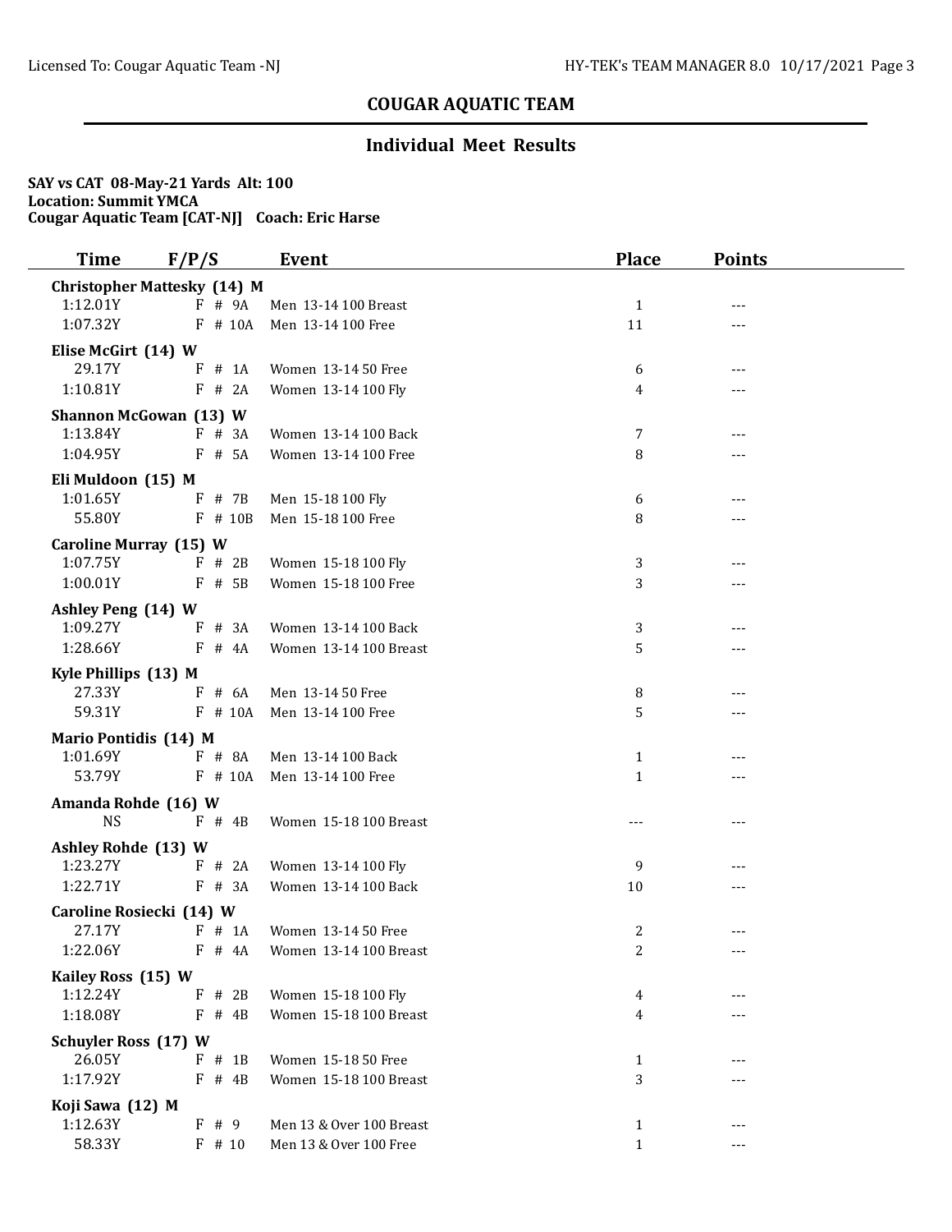## COUGAR AQUATIC TEAM

### Individual Meet Results

**SAY vs CAT 08-May-21 Yards Alt: 100**
**Location: Summit YMCA**
**Cougar Aquatic Team [CAT-NJ] Coach: Eric Harse**

| Time | F/P/S | Event | Place | Points |
|---|---|---|---|---|
| **Christopher Mattesky (14) M** | | | | |
| 1:12.01Y | F # 9A | Men 13-14 100 Breast | 1 | --- |
| 1:07.32Y | F # 10A | Men 13-14 100 Free | 11 | --- |
| **Elise McGirt (14) W** | | | | |
| 29.17Y | F # 1A | Women 13-14 50 Free | 6 | --- |
| 1:10.81Y | F # 2A | Women 13-14 100 Fly | 4 | --- |
| **Shannon McGowan (13) W** | | | | |
| 1:13.84Y | F # 3A | Women 13-14 100 Back | 7 | --- |
| 1:04.95Y | F # 5A | Women 13-14 100 Free | 8 | --- |
| **Eli Muldoon (15) M** | | | | |
| 1:01.65Y | F # 7B | Men 15-18 100 Fly | 6 | --- |
| 55.80Y | F # 10B | Men 15-18 100 Free | 8 | --- |
| **Caroline Murray (15) W** | | | | |
| 1:07.75Y | F # 2B | Women 15-18 100 Fly | 3 | --- |
| 1:00.01Y | F # 5B | Women 15-18 100 Free | 3 | --- |
| **Ashley Peng (14) W** | | | | |
| 1:09.27Y | F # 3A | Women 13-14 100 Back | 3 | --- |
| 1:28.66Y | F # 4A | Women 13-14 100 Breast | 5 | --- |
| **Kyle Phillips (13) M** | | | | |
| 27.33Y | F # 6A | Men 13-14 50 Free | 8 | --- |
| 59.31Y | F # 10A | Men 13-14 100 Free | 5 | --- |
| **Mario Pontidis (14) M** | | | | |
| 1:01.69Y | F # 8A | Men 13-14 100 Back | 1 | --- |
| 53.79Y | F # 10A | Men 13-14 100 Free | 1 | --- |
| **Amanda Rohde (16) W** | | | | |
| NS | F # 4B | Women 15-18 100 Breast | --- | --- |
| **Ashley Rohde (13) W** | | | | |
| 1:23.27Y | F # 2A | Women 13-14 100 Fly | 9 | --- |
| 1:22.71Y | F # 3A | Women 13-14 100 Back | 10 | --- |
| **Caroline Rosiecki (14) W** | | | | |
| 27.17Y | F # 1A | Women 13-14 50 Free | 2 | --- |
| 1:22.06Y | F # 4A | Women 13-14 100 Breast | 2 | --- |
| **Kailey Ross (15) W** | | | | |
| 1:12.24Y | F # 2B | Women 15-18 100 Fly | 4 | --- |
| 1:18.08Y | F # 4B | Women 15-18 100 Breast | 4 | --- |
| **Schuyler Ross (17) W** | | | | |
| 26.05Y | F # 1B | Women 15-18 50 Free | 1 | --- |
| 1:17.92Y | F # 4B | Women 15-18 100 Breast | 3 | --- |
| **Koji Sawa (12) M** | | | | |
| 1:12.63Y | F # 9 | Men 13 & Over 100 Breast | 1 | --- |
| 58.33Y | F # 10 | Men 13 & Over 100 Free | 1 | --- |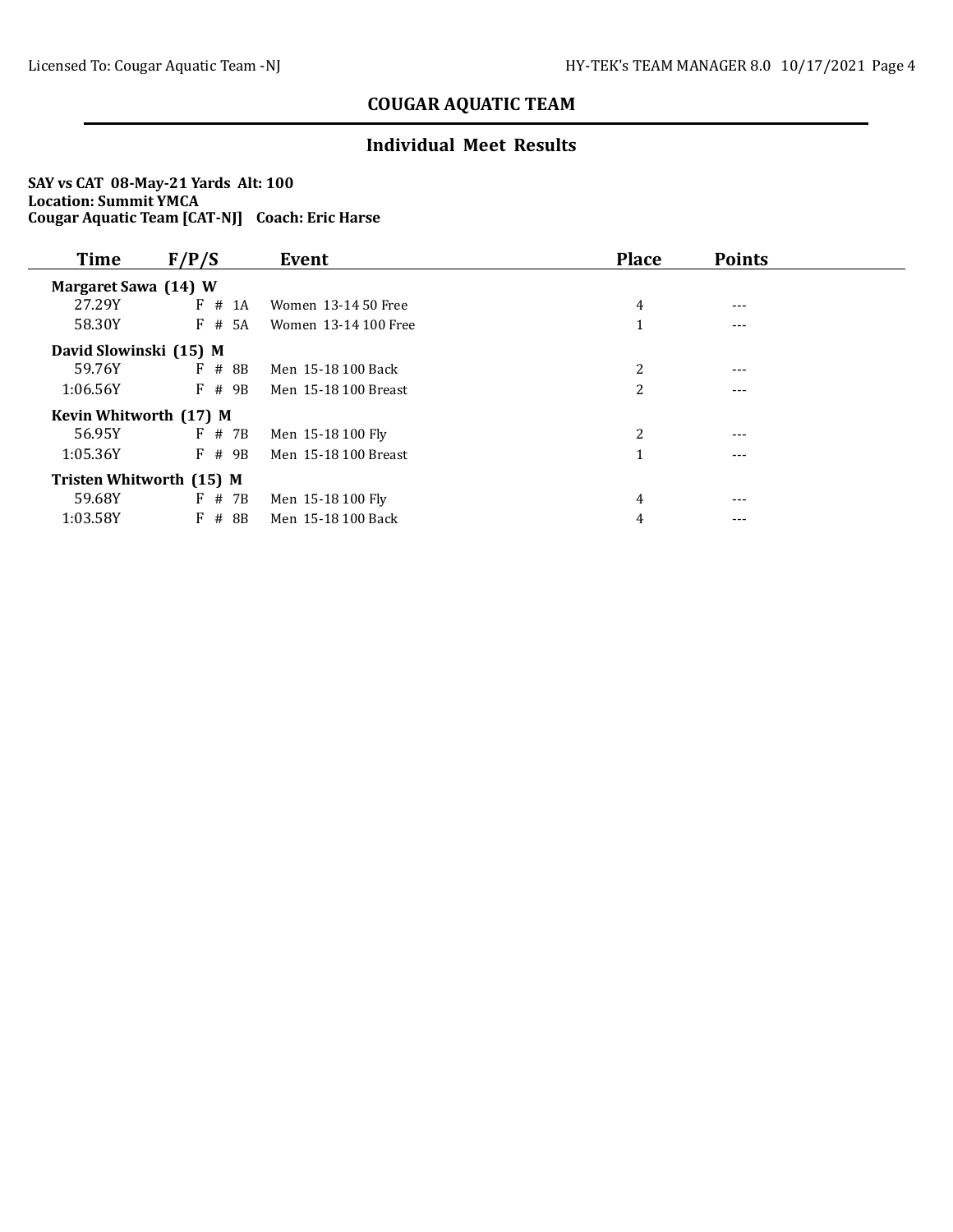## COUGAR AQUATIC TEAM

### Individual Meet Results

**SAY vs CAT 08-May-21 Yards Alt: 100**
**Location: Summit YMCA**
**Cougar Aquatic Team [CAT-NJ] Coach: Eric Harse**

| Time | F/P/S | Event | Place | Points |
|---|---|---|---|---|
| **Margaret Sawa (14) W** | | | | |
| 27.29Y | F # 1A | Women 13-14 50 Free | 4 | --- |
| 58.30Y | F # 5A | Women 13-14 100 Free | 1 | --- |
| **David Slowinski (15) M** | | | | |
| 59.76Y | F # 8B | Men 15-18 100 Back | 2 | --- |
| 1:06.56Y | F # 9B | Men 15-18 100 Breast | 2 | --- |
| **Kevin Whitworth (17) M** | | | | |
| 56.95Y | F # 7B | Men 15-18 100 Fly | 2 | --- |
| 1:05.36Y | F # 9B | Men 15-18 100 Breast | 1 | --- |
| **Tristen Whitworth (15) M** | | | | |
| 59.68Y | F # 7B | Men 15-18 100 Fly | 4 | --- |
| 1:03.58Y | F # 8B | Men 15-18 100 Back | 4 | --- |